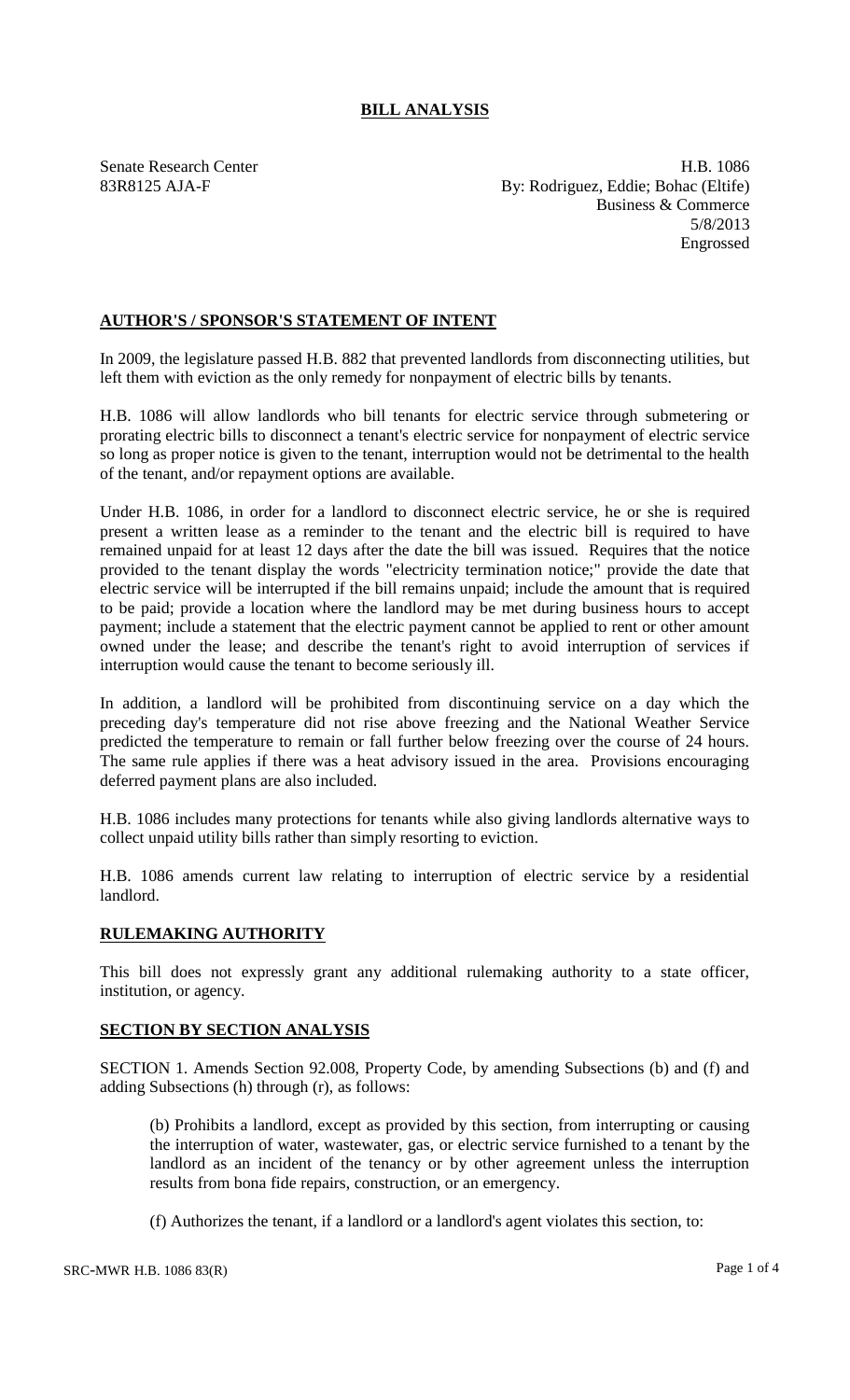# BILL ANALYSIS

Senate Research Center
83R8125 AJA-F

H.B. 1086
By: Rodriguez, Eddie; Bohac (Eltife)
Business & Commerce
5/8/2013
Engrossed

## AUTHOR'S / SPONSOR'S STATEMENT OF INTENT

In 2009, the legislature passed H.B. 882 that prevented landlords from disconnecting utilities, but left them with eviction as the only remedy for nonpayment of electric bills by tenants.

H.B. 1086 will allow landlords who bill tenants for electric service through submetering or prorating electric bills to disconnect a tenant's electric service for nonpayment of electric service so long as proper notice is given to the tenant, interruption would not be detrimental to the health of the tenant, and/or repayment options are available.

Under H.B. 1086, in order for a landlord to disconnect electric service, he or she is required present a written lease as a reminder to the tenant and the electric bill is required to have remained unpaid for at least 12 days after the date the bill was issued. Requires that the notice provided to the tenant display the words "electricity termination notice;" provide the date that electric service will be interrupted if the bill remains unpaid; include the amount that is required to be paid; provide a location where the landlord may be met during business hours to accept payment; include a statement that the electric payment cannot be applied to rent or other amount owned under the lease; and describe the tenant's right to avoid interruption of services if interruption would cause the tenant to become seriously ill.

In addition, a landlord will be prohibited from discontinuing service on a day which the preceding day's temperature did not rise above freezing and the National Weather Service predicted the temperature to remain or fall further below freezing over the course of 24 hours. The same rule applies if there was a heat advisory issued in the area. Provisions encouraging deferred payment plans are also included.

H.B. 1086 includes many protections for tenants while also giving landlords alternative ways to collect unpaid utility bills rather than simply resorting to eviction.

H.B. 1086 amends current law relating to interruption of electric service by a residential landlord.

## RULEMAKING AUTHORITY

This bill does not expressly grant any additional rulemaking authority to a state officer, institution, or agency.

## SECTION BY SECTION ANALYSIS

SECTION 1. Amends Section 92.008, Property Code, by amending Subsections (b) and (f) and adding Subsections (h) through (r), as follows:

(b) Prohibits a landlord, except as provided by this section, from interrupting or causing the interruption of water, wastewater, gas, or electric service furnished to a tenant by the landlord as an incident of the tenancy or by other agreement unless the interruption results from bona fide repairs, construction, or an emergency.

(f) Authorizes the tenant, if a landlord or a landlord's agent violates this section, to: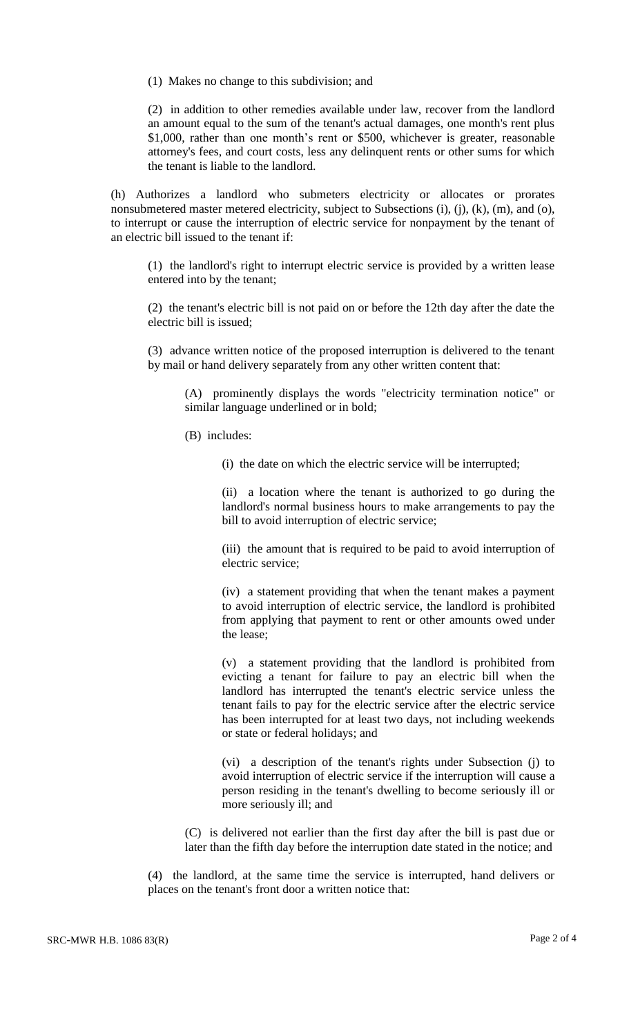(1) Makes no change to this subdivision; and

(2) in addition to other remedies available under law, recover from the landlord an amount equal to the sum of the tenant's actual damages, one month's rent plus $1,000, rather than one month's rent or $500, whichever is greater, reasonable attorney's fees, and court costs, less any delinquent rents or other sums for which the tenant is liable to the landlord.

(h) Authorizes a landlord who submeters electricity or allocates or prorates nonsubmetered master metered electricity, subject to Subsections (i), (j), (k), (m), and (o), to interrupt or cause the interruption of electric service for nonpayment by the tenant of an electric bill issued to the tenant if:

(1) the landlord's right to interrupt electric service is provided by a written lease entered into by the tenant;

(2) the tenant's electric bill is not paid on or before the 12th day after the date the electric bill is issued;

(3) advance written notice of the proposed interruption is delivered to the tenant by mail or hand delivery separately from any other written content that:

(A) prominently displays the words "electricity termination notice" or similar language underlined or in bold;

(B) includes:

(i) the date on which the electric service will be interrupted;

(ii) a location where the tenant is authorized to go during the landlord's normal business hours to make arrangements to pay the bill to avoid interruption of electric service;

(iii) the amount that is required to be paid to avoid interruption of electric service;

(iv) a statement providing that when the tenant makes a payment to avoid interruption of electric service, the landlord is prohibited from applying that payment to rent or other amounts owed under the lease;

(v) a statement providing that the landlord is prohibited from evicting a tenant for failure to pay an electric bill when the landlord has interrupted the tenant's electric service unless the tenant fails to pay for the electric service after the electric service has been interrupted for at least two days, not including weekends or state or federal holidays; and

(vi) a description of the tenant's rights under Subsection (j) to avoid interruption of electric service if the interruption will cause a person residing in the tenant's dwelling to become seriously ill or more seriously ill; and

(C) is delivered not earlier than the first day after the bill is past due or later than the fifth day before the interruption date stated in the notice; and

(4) the landlord, at the same time the service is interrupted, hand delivers or places on the tenant's front door a written notice that: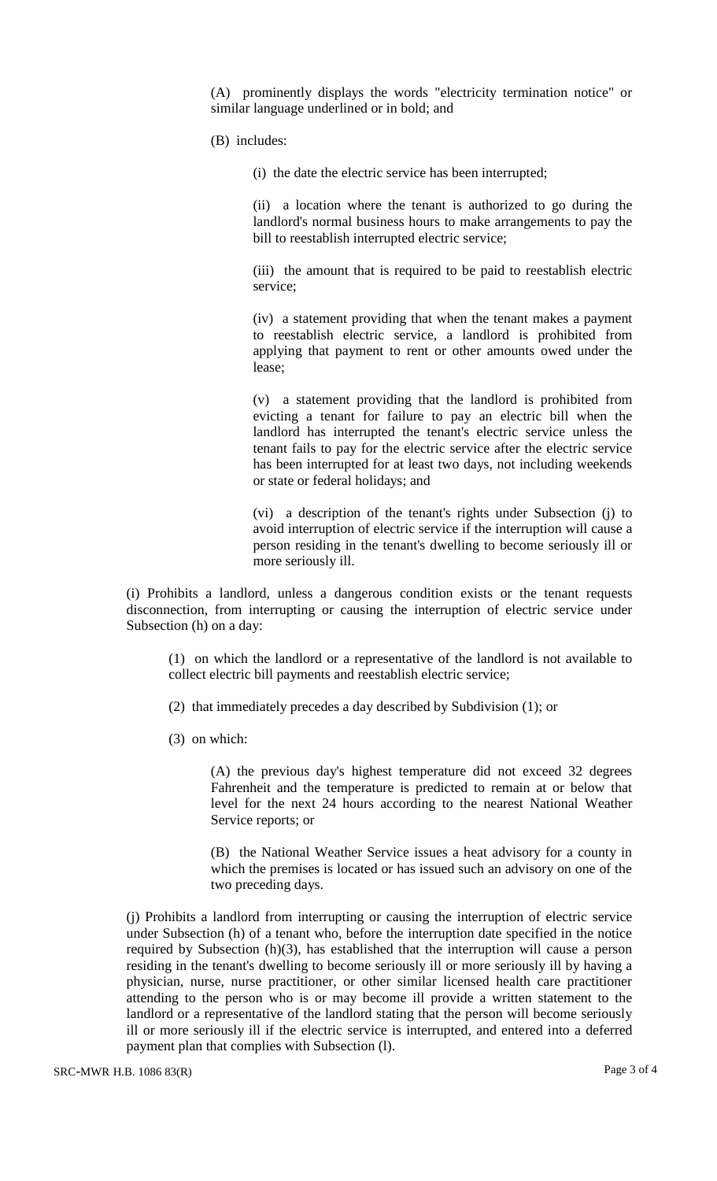(A) prominently displays the words "electricity termination notice" or similar language underlined or in bold; and

(B) includes:

(i) the date the electric service has been interrupted;

(ii) a location where the tenant is authorized to go during the landlord's normal business hours to make arrangements to pay the bill to reestablish interrupted electric service;

(iii) the amount that is required to be paid to reestablish electric service;

(iv) a statement providing that when the tenant makes a payment to reestablish electric service, a landlord is prohibited from applying that payment to rent or other amounts owed under the lease;

(v) a statement providing that the landlord is prohibited from evicting a tenant for failure to pay an electric bill when the landlord has interrupted the tenant's electric service unless the tenant fails to pay for the electric service after the electric service has been interrupted for at least two days, not including weekends or state or federal holidays; and

(vi) a description of the tenant's rights under Subsection (j) to avoid interruption of electric service if the interruption will cause a person residing in the tenant's dwelling to become seriously ill or more seriously ill.

(i) Prohibits a landlord, unless a dangerous condition exists or the tenant requests disconnection, from interrupting or causing the interruption of electric service under Subsection (h) on a day:

(1) on which the landlord or a representative of the landlord is not available to collect electric bill payments and reestablish electric service;

(2) that immediately precedes a day described by Subdivision (1); or

(3) on which:

(A) the previous day's highest temperature did not exceed 32 degrees Fahrenheit and the temperature is predicted to remain at or below that level for the next 24 hours according to the nearest National Weather Service reports; or

(B) the National Weather Service issues a heat advisory for a county in which the premises is located or has issued such an advisory on one of the two preceding days.

(j) Prohibits a landlord from interrupting or causing the interruption of electric service under Subsection (h) of a tenant who, before the interruption date specified in the notice required by Subsection (h)(3), has established that the interruption will cause a person residing in the tenant's dwelling to become seriously ill or more seriously ill by having a physician, nurse, nurse practitioner, or other similar licensed health care practitioner attending to the person who is or may become ill provide a written statement to the landlord or a representative of the landlord stating that the person will become seriously ill or more seriously ill if the electric service is interrupted, and entered into a deferred payment plan that complies with Subsection (l).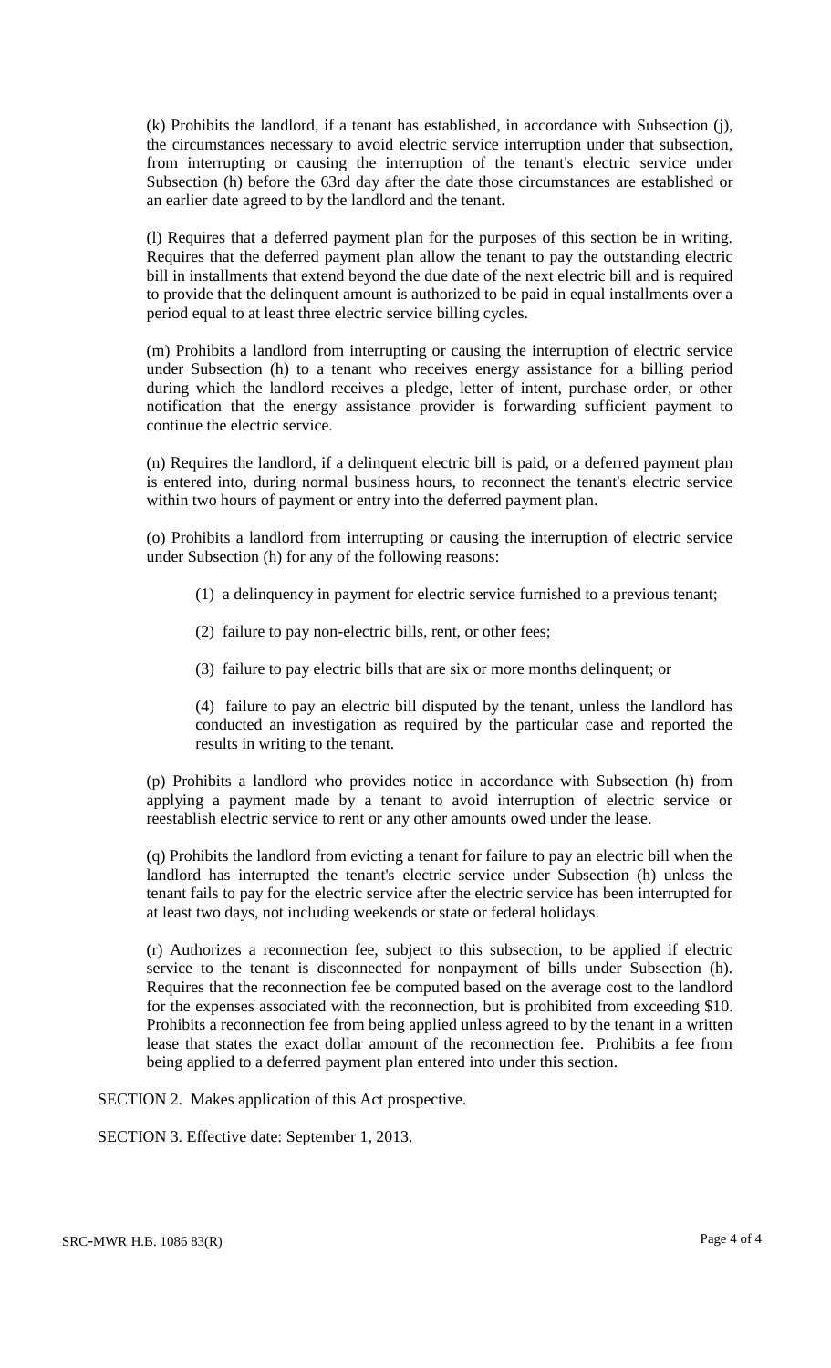(k) Prohibits the landlord, if a tenant has established, in accordance with Subsection (j), the circumstances necessary to avoid electric service interruption under that subsection, from interrupting or causing the interruption of the tenant's electric service under Subsection (h) before the 63rd day after the date those circumstances are established or an earlier date agreed to by the landlord and the tenant.

(l) Requires that a deferred payment plan for the purposes of this section be in writing. Requires that the deferred payment plan allow the tenant to pay the outstanding electric bill in installments that extend beyond the due date of the next electric bill and is required to provide that the delinquent amount is authorized to be paid in equal installments over a period equal to at least three electric service billing cycles.

(m) Prohibits a landlord from interrupting or causing the interruption of electric service under Subsection (h) to a tenant who receives energy assistance for a billing period during which the landlord receives a pledge, letter of intent, purchase order, or other notification that the energy assistance provider is forwarding sufficient payment to continue the electric service.

(n) Requires the landlord, if a delinquent electric bill is paid, or a deferred payment plan is entered into, during normal business hours, to reconnect the tenant's electric service within two hours of payment or entry into the deferred payment plan.

(o) Prohibits a landlord from interrupting or causing the interruption of electric service under Subsection (h) for any of the following reasons:

(1) a delinquency in payment for electric service furnished to a previous tenant;

(2) failure to pay non-electric bills, rent, or other fees;

(3) failure to pay electric bills that are six or more months delinquent; or

(4) failure to pay an electric bill disputed by the tenant, unless the landlord has conducted an investigation as required by the particular case and reported the results in writing to the tenant.

(p) Prohibits a landlord who provides notice in accordance with Subsection (h) from applying a payment made by a tenant to avoid interruption of electric service or reestablish electric service to rent or any other amounts owed under the lease.

(q) Prohibits the landlord from evicting a tenant for failure to pay an electric bill when the landlord has interrupted the tenant's electric service under Subsection (h) unless the tenant fails to pay for the electric service after the electric service has been interrupted for at least two days, not including weekends or state or federal holidays.

(r) Authorizes a reconnection fee, subject to this subsection, to be applied if electric service to the tenant is disconnected for nonpayment of bills under Subsection (h). Requires that the reconnection fee be computed based on the average cost to the landlord for the expenses associated with the reconnection, but is prohibited from exceeding $10. Prohibits a reconnection fee from being applied unless agreed to by the tenant in a written lease that states the exact dollar amount of the reconnection fee. Prohibits a fee from being applied to a deferred payment plan entered into under this section.

SECTION 2. Makes application of this Act prospective.

SECTION 3. Effective date: September 1, 2013.